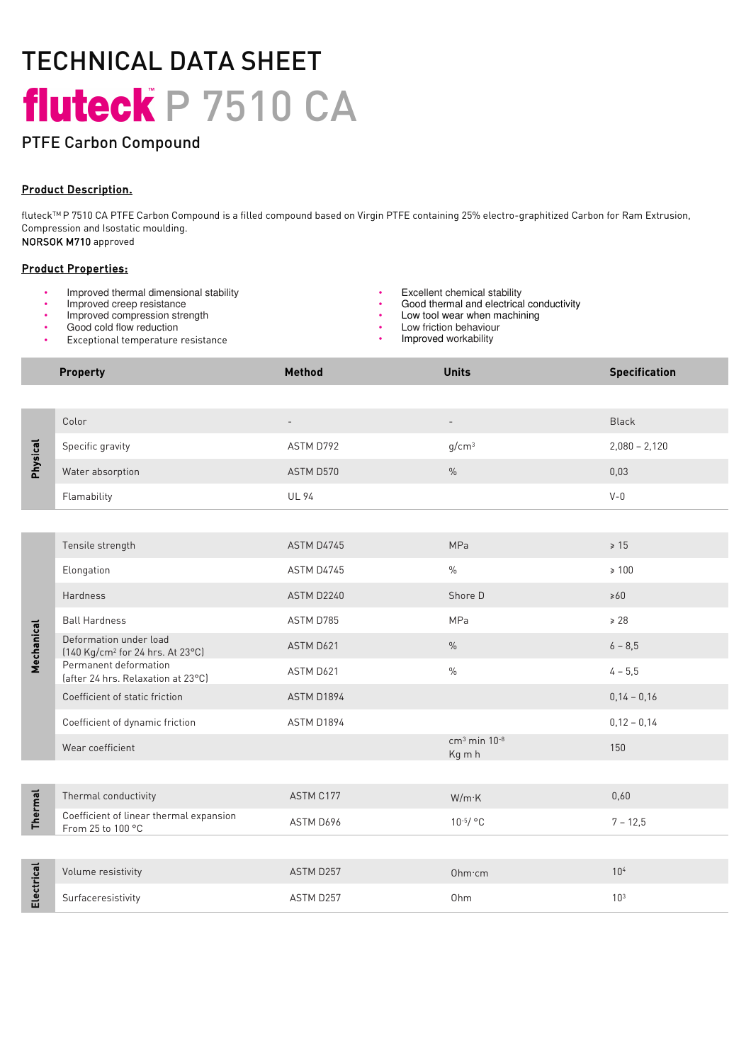# TECHNICAL DATA SHEET

# fluteck™ P 7510 CA

## PTFE Carbon Compound

**Product Description.**

fluteck™ P 7510 CA PTFE Carbon Compound is a filled compound based on Virgin PTFE containing 25% electro-graphitized Carbon for Ram Extrusion, Compression and Isostatic moulding.
**NORSOK M710** approved

**Product Properties:**

- Improved thermal dimensional stability
- Improved creep resistance
- Improved compression strength
- Good cold flow reduction
- Exceptional temperature resistance
- Excellent chemical stability
- Good thermal and electrical conductivity
- Low tool wear when machining
- Low friction behaviour
- Improved workability

| | Property | Method | Units | Specification |
|---|---|---|---|---|
| Physical | Color | - | - | Black |
| | Specific gravity | ASTM D792 | g/cm³ | 2,080 – 2,120 |
| | Water absorption | ASTM D570 | % | 0,03 |
| | Flamability | UL 94 | | V-0 |
| Mechanical | Tensile strength | ASTM D4745 | MPa | ≥ 15 |
| | Elongation | ASTM D4745 | % | ≥ 100 |
| | Hardness | ASTM D2240 | Shore D | ≥60 |
| | Ball Hardness | ASTM D785 | MPa | ≥ 28 |
| | Deformation under load (140 Kg/cm² for 24 hrs. At 23°C) | ASTM D621 | % | 6 – 8,5 |
| | Permanent deformation (after 24 hrs. Relaxation at 23°C) | ASTM D621 | % | 4 – 5,5 |
| | Coefficient of static friction | ASTM D1894 | | 0,14 – 0,16 |
| | Coefficient of dynamic friction | ASTM D1894 | | 0,12 – 0,14 |
| | Wear coefficient | | $\frac{cm^3 \, min \, 10^{-8}}{Kg \, m \, h}$ | 150 |
| Thermal | Thermal conductivity | ASTM C177 | W/m·K | 0,60 |
| | Coefficient of linear thermal expansion From 25 to 100 °C | ASTM D696 | $10^{-5}$/ °C | 7 – 12,5 |
| Electrical | Volume resistivity | ASTM D257 | Ohm·cm | $10^4$ |
| | Surfaceresistivity | ASTM D257 | Ohm | $10^3$ |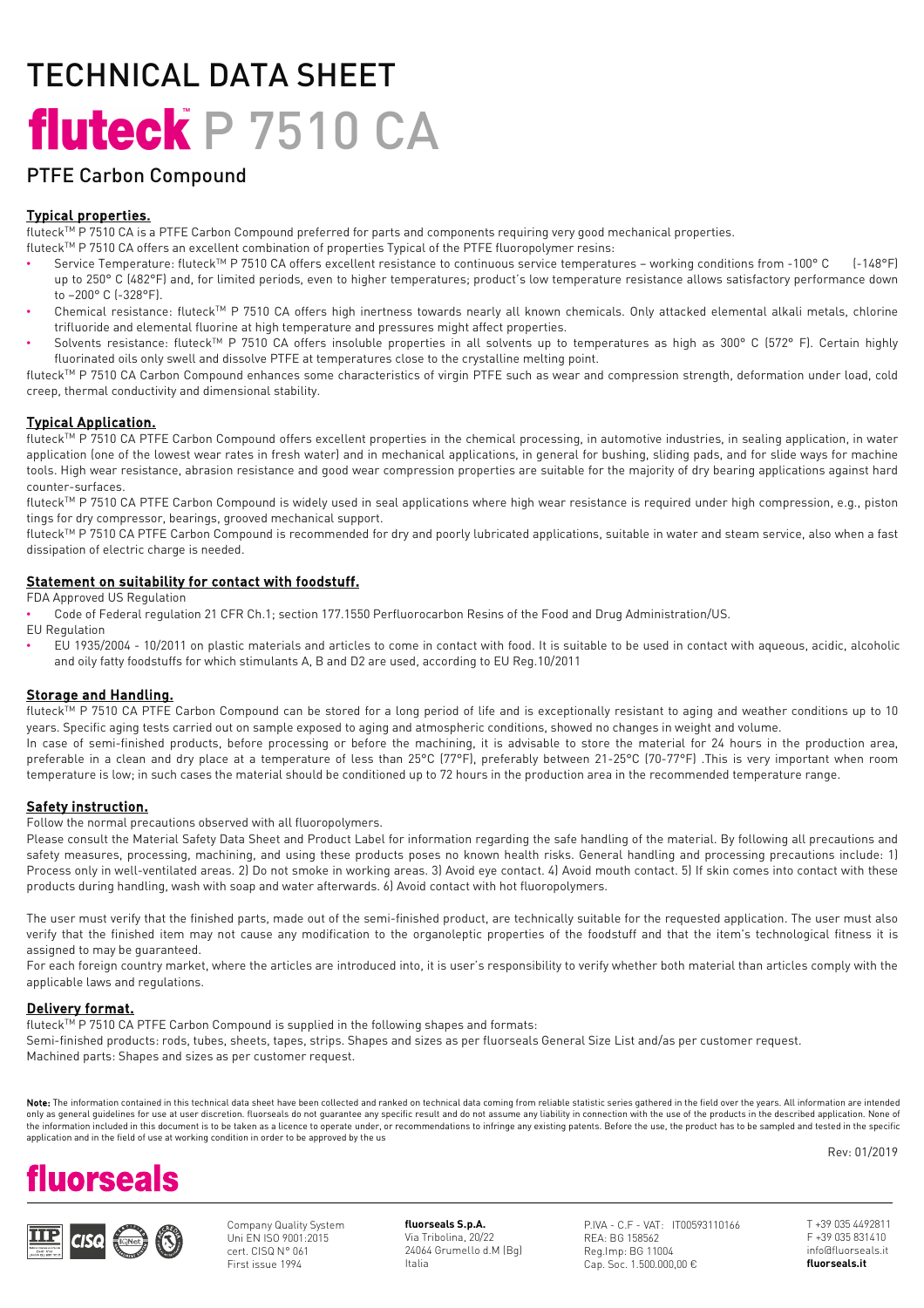# TECHNICAL DATA SHEET

# fluteck™ P 7510 CA

## PTFE Carbon Compound

### Typical properties.

fluteck™ P 7510 CA is a PTFE Carbon Compound preferred for parts and components requiring very good mechanical properties.

fluteck™ P 7510 CA offers an excellent combination of properties Typical of the PTFE fluoropolymer resins:

- Service Temperature: fluteck™ P 7510 CA offers excellent resistance to continuous service temperatures – working conditions from -100° C (-148°F) up to 250° C (482°F) and, for limited periods, even to higher temperatures; product's low temperature resistance allows satisfactory performance down to –200° C (-328°F).
- Chemical resistance: fluteck™ P 7510 CA offers high inertness towards nearly all known chemicals. Only attacked elemental alkali metals, chlorine trifluoride and elemental fluorine at high temperature and pressures might affect properties.
- Solvents resistance: fluteck™ P 7510 CA offers insoluble properties in all solvents up to temperatures as high as 300° C (572° F). Certain highly fluorinated oils only swell and dissolve PTFE at temperatures close to the crystalline melting point.

fluteck™ P 7510 CA Carbon Compound enhances some characteristics of virgin PTFE such as wear and compression strength, deformation under load, cold creep, thermal conductivity and dimensional stability.

### Typical Application.

fluteck™ P 7510 CA PTFE Carbon Compound offers excellent properties in the chemical processing, in automotive industries, in sealing application, in water application (one of the lowest wear rates in fresh water) and in mechanical applications, in general for bushing, sliding pads, and for slide ways for machine tools. High wear resistance, abrasion resistance and good wear compression properties are suitable for the majority of dry bearing applications against hard counter-surfaces.

fluteck™ P 7510 CA PTFE Carbon Compound is widely used in seal applications where high wear resistance is required under high compression, e.g., piston tings for dry compressor, bearings, grooved mechanical support.

fluteck™ P 7510 CA PTFE Carbon Compound is recommended for dry and poorly lubricated applications, suitable in water and steam service, also when a fast dissipation of electric charge is needed.

### Statement on suitability for contact with foodstuff.

FDA Approved US Regulation

- Code of Federal regulation 21 CFR Ch.1; section 177.1550 Perfluorocarbon Resins of the Food and Drug Administration/US.

EU Regulation

- EU 1935/2004 - 10/2011 on plastic materials and articles to come in contact with food. It is suitable to be used in contact with aqueous, acidic, alcoholic and oily fatty foodstuffs for which stimulants A, B and D2 are used, according to EU Reg.10/2011

### Storage and Handling.

fluteck™ P 7510 CA PTFE Carbon Compound can be stored for a long period of life and is exceptionally resistant to aging and weather conditions up to 10 years. Specific aging tests carried out on sample exposed to aging and atmospheric conditions, showed no changes in weight and volume.

In case of semi-finished products, before processing or before the machining, it is advisable to store the material for 24 hours in the production area, preferable in a clean and dry place at a temperature of less than 25°C (77°F), preferably between 21-25°C (70-77°F) .This is very important when room temperature is low; in such cases the material should be conditioned up to 72 hours in the production area in the recommended temperature range.

### Safety instruction.

Follow the normal precautions observed with all fluoropolymers.

Please consult the Material Safety Data Sheet and Product Label for information regarding the safe handling of the material. By following all precautions and safety measures, processing, machining, and using these products poses no known health risks. General handling and processing precautions include: 1) Process only in well-ventilated areas. 2) Do not smoke in working areas. 3) Avoid eye contact. 4) Avoid mouth contact. 5) If skin comes into contact with these products during handling, wash with soap and water afterwards. 6) Avoid contact with hot fluoropolymers.

The user must verify that the finished parts, made out of the semi-finished product, are technically suitable for the requested application. The user must also verify that the finished item may not cause any modification to the organoleptic properties of the foodstuff and that the item's technological fitness it is assigned to may be guaranteed.

For each foreign country market, where the articles are introduced into, it is user's responsibility to verify whether both material than articles comply with the applicable laws and regulations.

### Delivery format.

fluteck™ P 7510 CA PTFE Carbon Compound is supplied in the following shapes and formats:

Semi-finished products: rods, tubes, sheets, tapes, strips. Shapes and sizes as per fluorseals General Size List and/as per customer request.

Machined parts: Shapes and sizes as per customer request.

**Note:** The information contained in this technical data sheet have been collected and ranked on technical data coming from reliable statistic series gathered in the field over the years. All information are intended only as general guidelines for use at user discretion. fluorseals do not guarantee any specific result and do not assume any liability in connection with the use of the products in the described application. None of the information included in this document is to be taken as a licence to operate under, or recommendations to infringe any existing patents. Before the use, the product has to be sampled and tested in the specific application and in the field of use at working condition in order to be approved by the us

Rev: 01/2019

**fluorseals**

Company Quality System
Uni EN ISO 9001:2015
cert. CISQ N° 061
First issue 1994

**fluorseals S.p.A.**
Via Tribolina, 20/22
24064 Grumello d.M (Bg)
Italia

P.IVA - C.F - VAT: IT00593110166
REA: BG 158562
Reg.Imp: BG 11004
Cap. Soc. 1.500.000,00 €

T +39 035 4492811
F +39 035 831410
info@fluorseals.it
**fluorseals.it**